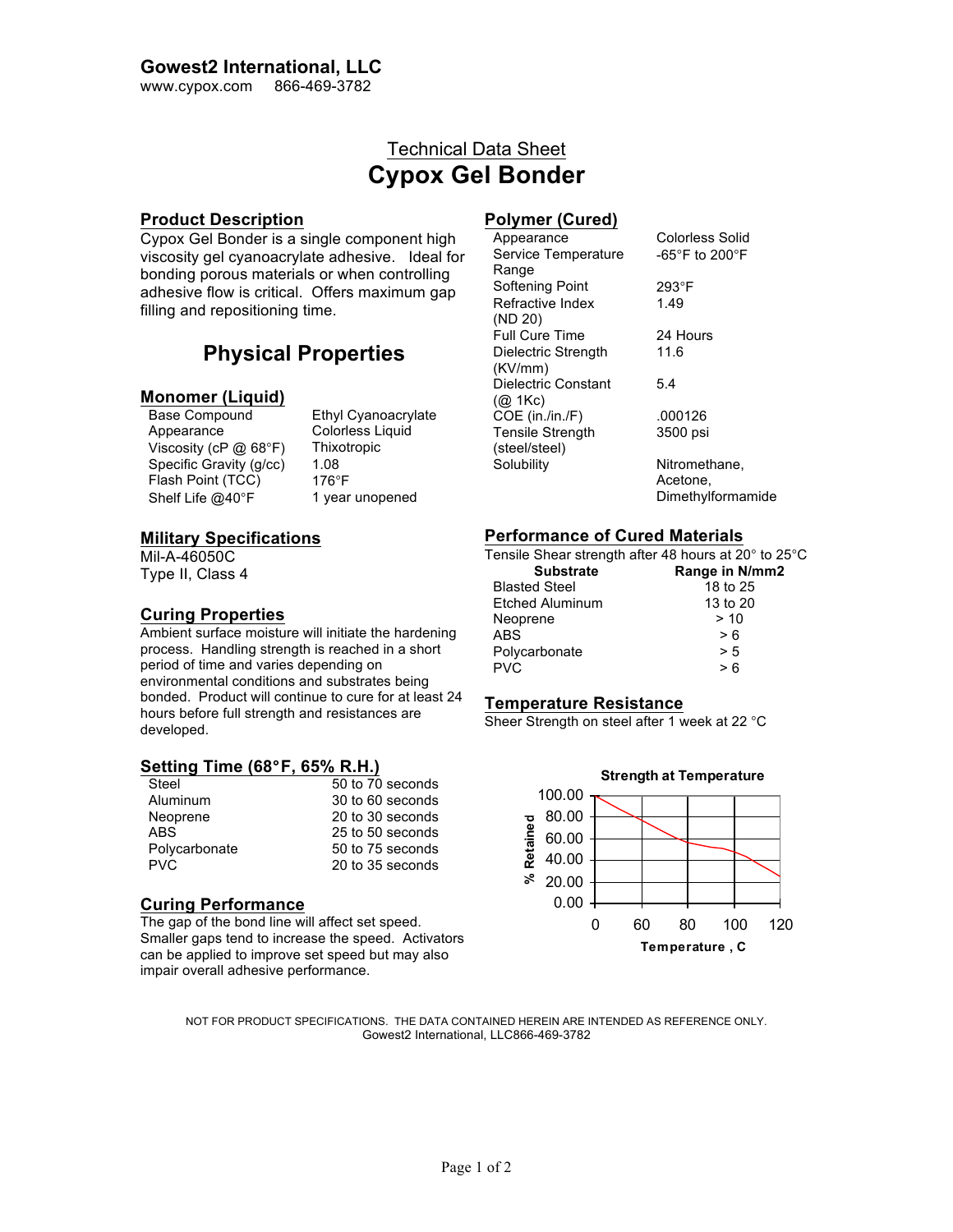**Gowest2 International, LLC**
www.cypox.com 866-469-3782

# Technical Data Sheet
# Cypox Gel Bonder

## Product Description

Cypox Gel Bonder is a single component high viscosity gel cyanoacrylate adhesive. Ideal for bonding porous materials or when controlling adhesive flow is critical. Offers maximum gap filling and repositioning time.

# Physical Properties

## Monomer (Liquid)

| | |
|---|---|
| Base Compound | Ethyl Cyanoacrylate |
| Appearance | Colorless Liquid |
| Viscosity (cP @ 68°F) | Thixotropic |
| Specific Gravity (g/cc) | 1.08 |
| Flash Point (TCC) | 176°F |
| Shelf Life @40°F | 1 year unopened |

## Military Specifications

Mil-A-46050C
Type II, Class 4

## Curing Properties

Ambient surface moisture will initiate the hardening process. Handling strength is reached in a short period of time and varies depending on environmental conditions and substrates being bonded. Product will continue to cure for at least 24 hours before full strength and resistances are developed.

## Setting Time (68°F, 65% R.H.)

| | |
|---|---|
| Steel | 50 to 70 seconds |
| Aluminum | 30 to 60 seconds |
| Neoprene | 20 to 30 seconds |
| ABS | 25 to 50 seconds |
| Polycarbonate | 50 to 75 seconds |
| PVC | 20 to 35 seconds |

## Curing Performance

The gap of the bond line will affect set speed. Smaller gaps tend to increase the speed. Activators can be applied to improve set speed but may also impair overall adhesive performance.

## Polymer (Cured)

| | |
|---|---|
| Appearance | Colorless Solid |
| Service Temperature Range | -65°F to 200°F |
| Softening Point | 293°F |
| Refractive Index (ND 20) | 1.49 |
| Full Cure Time | 24 Hours |
| Dielectric Strength (KV/mm) | 11.6 |
| Dielectric Constant (@ 1Kc) | 5.4 |
| COE (in./in./F) | .000126 |
| Tensile Strength (steel/steel) | 3500 psi |
| Solubility | Nitromethane, Acetone, Dimethylformamide |

## Performance of Cured Materials

Tensile Shear strength after 48 hours at 20° to 25°C

| Substrate | Range in N/mm2 |
|---|---|
| Blasted Steel | 18 to 25 |
| Etched Aluminum | 13 to 20 |
| Neoprene | > 10 |
| ABS | > 6 |
| Polycarbonate | > 5 |
| PVC | > 6 |

## Temperature Resistance

Sheer Strength on steel after 1 week at 22 °C

Strength at Temperature

% Retained

100.00
80.00
60.00
40.00
20.00
0.00

0 60 80 100 120

Temperature , C

NOT FOR PRODUCT SPECIFICATIONS. THE DATA CONTAINED HEREIN ARE INTENDED AS REFERENCE ONLY.
Gowest2 International, LLC866-469-3782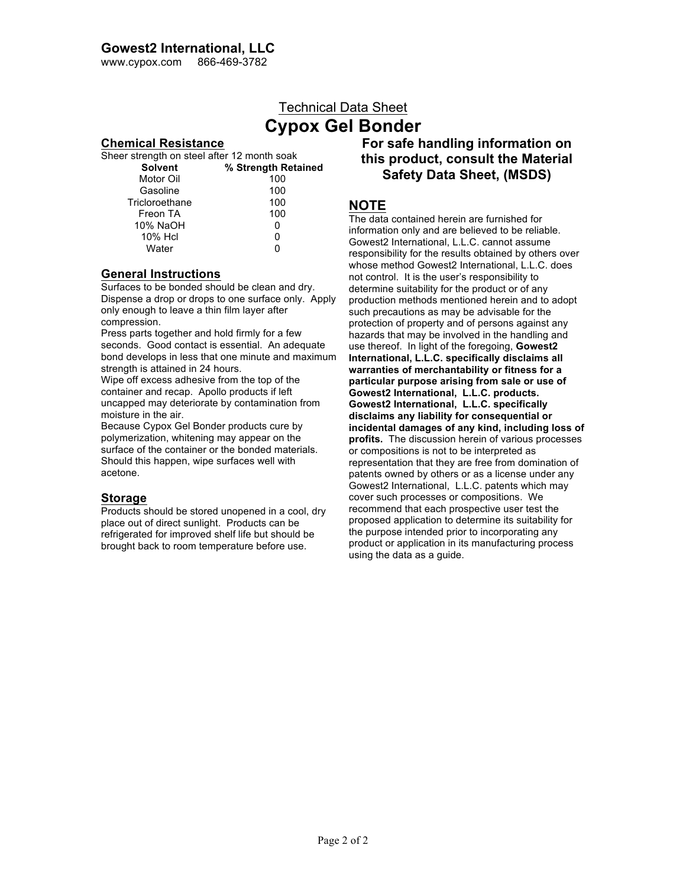**Gowest2 International, LLC**
www.cypox.com 866-469-3782

Technical Data Sheet

# Cypox Gel Bonder

## Chemical Resistance

Sheer strength on steel after 12 month soak

| Solvent | % Strength Retained |
| --- | --- |
| Motor Oil | 100 |
| Gasoline | 100 |
| Tricloroethane | 100 |
| Freon TA | 100 |
| 10% NaOH | 0 |
| 10% Hcl | 0 |
| Water | 0 |

## General Instructions

Surfaces to be bonded should be clean and dry. Dispense a drop or drops to one surface only. Apply only enough to leave a thin film layer after compression.

Press parts together and hold firmly for a few seconds. Good contact is essential. An adequate bond develops in less that one minute and maximum strength is attained in 24 hours.

Wipe off excess adhesive from the top of the container and recap. Apollo products if left uncapped may deteriorate by contamination from moisture in the air.

Because Cypox Gel Bonder products cure by polymerization, whitening may appear on the surface of the container or the bonded materials. Should this happen, wipe surfaces well with acetone.

## Storage

Products should be stored unopened in a cool, dry place out of direct sunlight. Products can be refrigerated for improved shelf life but should be brought back to room temperature before use.

**For safe handling information on this product, consult the Material Safety Data Sheet, (MSDS)**

## NOTE

The data contained herein are furnished for information only and are believed to be reliable. Gowest2 International, L.L.C. cannot assume responsibility for the results obtained by others over whose method Gowest2 International, L.L.C. does not control. It is the user's responsibility to determine suitability for the product or of any production methods mentioned herein and to adopt such precautions as may be advisable for the protection of property and of persons against any hazards that may be involved in the handling and use thereof. In light of the foregoing, **Gowest2 International, L.L.C. specifically disclaims all warranties of merchantability or fitness for a particular purpose arising from sale or use of Gowest2 International, L.L.C. products. Gowest2 International, L.L.C. specifically disclaims any liability for consequential or incidental damages of any kind, including loss of profits.** The discussion herein of various processes or compositions is not to be interpreted as representation that they are free from domination of patents owned by others or as a license under any Gowest2 International, L.L.C. patents which may cover such processes or compositions. We recommend that each prospective user test the proposed application to determine its suitability for the purpose intended prior to incorporating any product or application in its manufacturing process using the data as a guide.